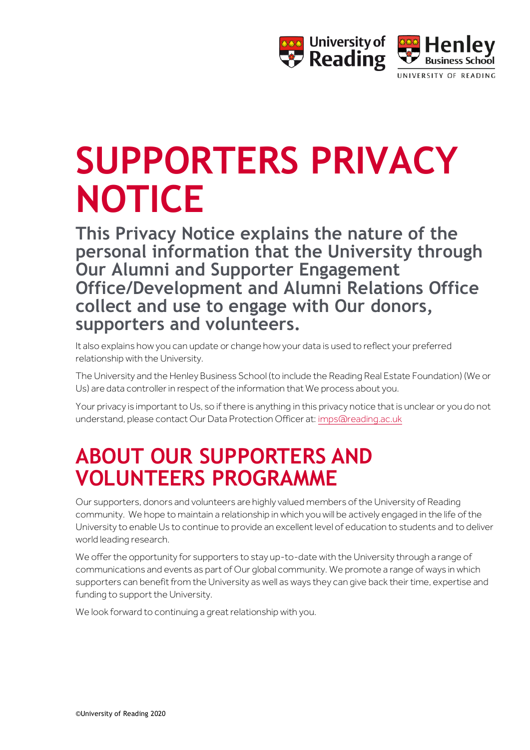# SUPPORTERS PRIVACY NOTICE

## This Privacy Notice explains the nature of the personal information that the University through Our Alumni and Supporter Engagement Office/Development and Alumni Relations Office collect and use to engage with Our donors, supporters and volunteers.

It also explains how you can update or change how your data is used to reflect your preferred relationship with the University.

The University and the Henley Business School (to include the Reading Real Estate Foundation) (We or Us) are data controller in respect of the information that We process about you.

Your privacy is important to Us, so if there is anything in this privacy notice that is unclear or you do not understand, please contact Our Data Protection Officer at: imps@reading.ac.uk

# ABOUT OUR SUPPORTERS AND VOLUNTEERS PROGRAMME

Our supporters, donors and volunteers are highly valued members of the University of Reading community. We hope to maintain a relationship in which you will be actively engaged in the life of the University to enable Us to continue to provide an excellent level of education to students and to deliver world leading research.

We offer the opportunity for supporters to stay up-to-date with the University through a range of communications and events as part of Our global community. We promote a range of ways in which supporters can benefit from the University as well as ways they can give back their time, expertise and funding to support the University.

We look forward to continuing a great relationship with you.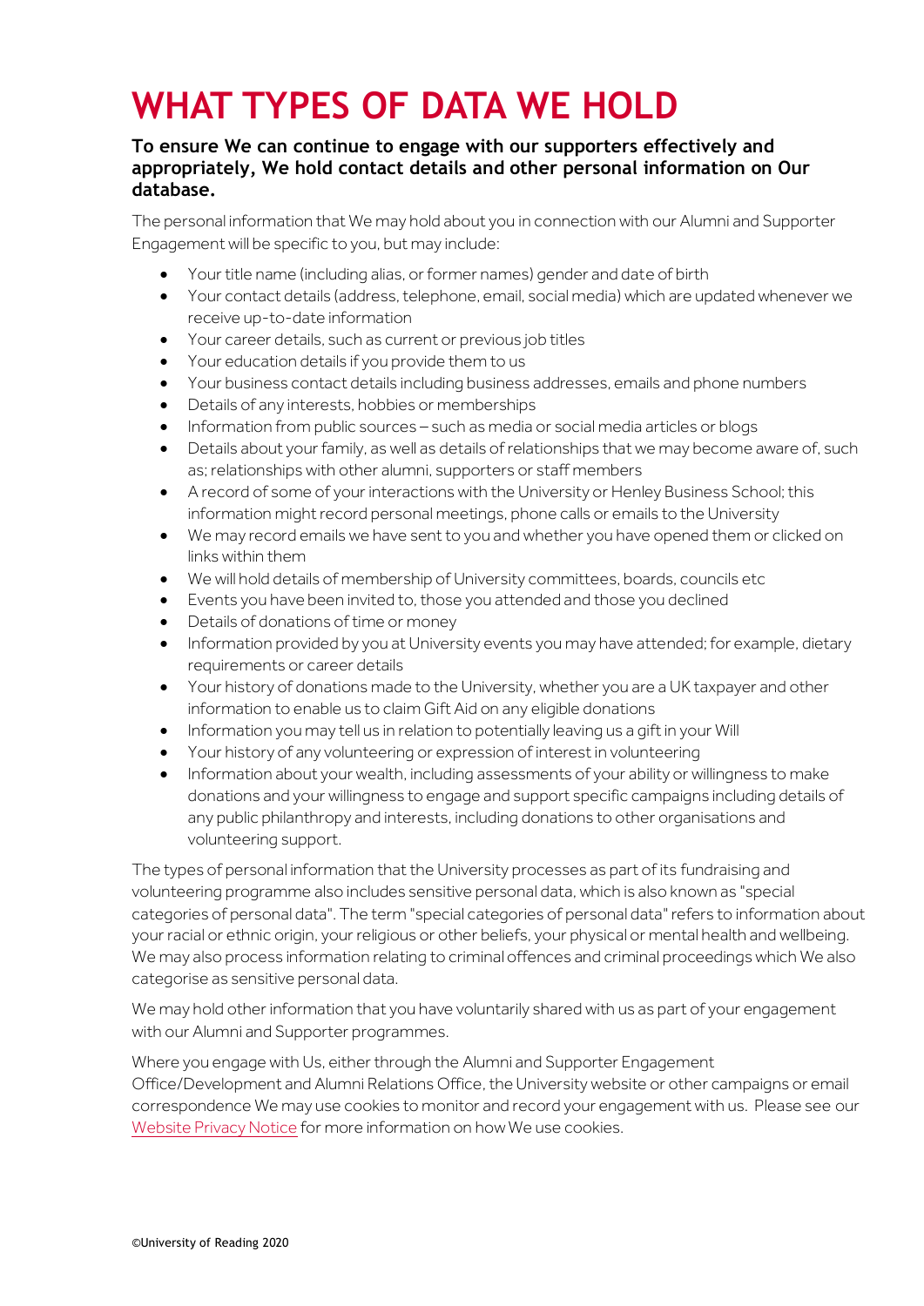# WHAT TYPES OF DATA WE HOLD

**To ensure We can continue to engage with our supporters effectively and appropriately, We hold contact details and other personal information on Our database.**

The personal information that We may hold about you in connection with our Alumni and Supporter Engagement will be specific to you, but may include:

- Your title name (including alias, or former names) gender and date of birth
- Your contact details (address, telephone, email, social media) which are updated whenever we receive up-to-date information
- Your career details, such as current or previous job titles
- Your education details if you provide them to us
- Your business contact details including business addresses, emails and phone numbers
- Details of any interests, hobbies or memberships
- Information from public sources – such as media or social media articles or blogs
- Details about your family, as well as details of relationships that we may become aware of, such as; relationships with other alumni, supporters or staff members
- A record of some of your interactions with the University or Henley Business School; this information might record personal meetings, phone calls or emails to the University
- We may record emails we have sent to you and whether you have opened them or clicked on links within them
- We will hold details of membership of University committees, boards, councils etc
- Events you have been invited to, those you attended and those you declined
- Details of donations of time or money
- Information provided by you at University events you may have attended; for example, dietary requirements or career details
- Your history of donations made to the University, whether you are a UK taxpayer and other information to enable us to claim Gift Aid on any eligible donations
- Information you may tell us in relation to potentially leaving us a gift in your Will
- Your history of any volunteering or expression of interest in volunteering
- Information about your wealth, including assessments of your ability or willingness to make donations and your willingness to engage and support specific campaigns including details of any public philanthropy and interests, including donations to other organisations and volunteering support.

The types of personal information that the University processes as part of its fundraising and volunteering programme also includes sensitive personal data, which is also known as "special categories of personal data". The term "special categories of personal data" refers to information about your racial or ethnic origin, your religious or other beliefs, your physical or mental health and wellbeing. We may also process information relating to criminal offences and criminal proceedings which We also categorise as sensitive personal data.

We may hold other information that you have voluntarily shared with us as part of your engagement with our Alumni and Supporter programmes.

Where you engage with Us, either through the Alumni and Supporter Engagement Office/Development and Alumni Relations Office, the University website or other campaigns or email correspondence We may use cookies to monitor and record your engagement with us. Please see our Website Privacy Notice for more information on how We use cookies.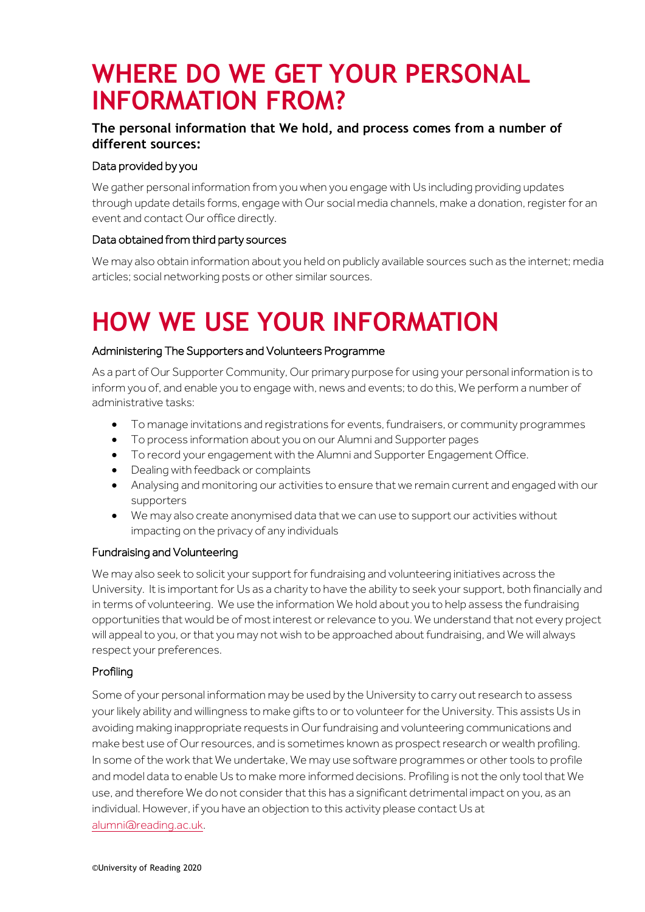# WHERE DO WE GET YOUR PERSONAL INFORMATION FROM?

**The personal information that We hold, and process comes from a number of different sources:**

### Data provided by you

We gather personal information from you when you engage with Us including providing updates through update details forms, engage with Our social media channels, make a donation, register for an event and contact Our office directly.

### Data obtained from third party sources

We may also obtain information about you held on publicly available sources such as the internet; media articles; social networking posts or other similar sources.

# HOW WE USE YOUR INFORMATION

### Administering The Supporters and Volunteers Programme

As a part of Our Supporter Community, Our primary purpose for using your personal information is to inform you of, and enable you to engage with, news and events; to do this, We perform a number of administrative tasks:

- To manage invitations and registrations for events, fundraisers, or community programmes
- To process information about you on our Alumni and Supporter pages
- To record your engagement with the Alumni and Supporter Engagement Office.
- Dealing with feedback or complaints
- Analysing and monitoring our activities to ensure that we remain current and engaged with our supporters
- We may also create anonymised data that we can use to support our activities without impacting on the privacy of any individuals

### Fundraising and Volunteering

We may also seek to solicit your support for fundraising and volunteering initiatives across the University. It is important for Us as a charity to have the ability to seek your support, both financially and in terms of volunteering. We use the information We hold about you to help assess the fundraising opportunities that would be of most interest or relevance to you. We understand that not every project will appeal to you, or that you may not wish to be approached about fundraising, and We will always respect your preferences.

### Profiling

Some of your personal information may be used by the University to carry out research to assess your likely ability and willingness to make gifts to or to volunteer for the University. This assists Us in avoiding making inappropriate requests in Our fundraising and volunteering communications and make best use of Our resources, and is sometimes known as prospect research or wealth profiling. In some of the work that We undertake, We may use software programmes or other tools to profile and model data to enable Us to make more informed decisions. Profiling is not the only tool that We use, and therefore We do not consider that this has a significant detrimental impact on you, as an individual. However, if you have an objection to this activity please contact Us at alumni@reading.ac.uk.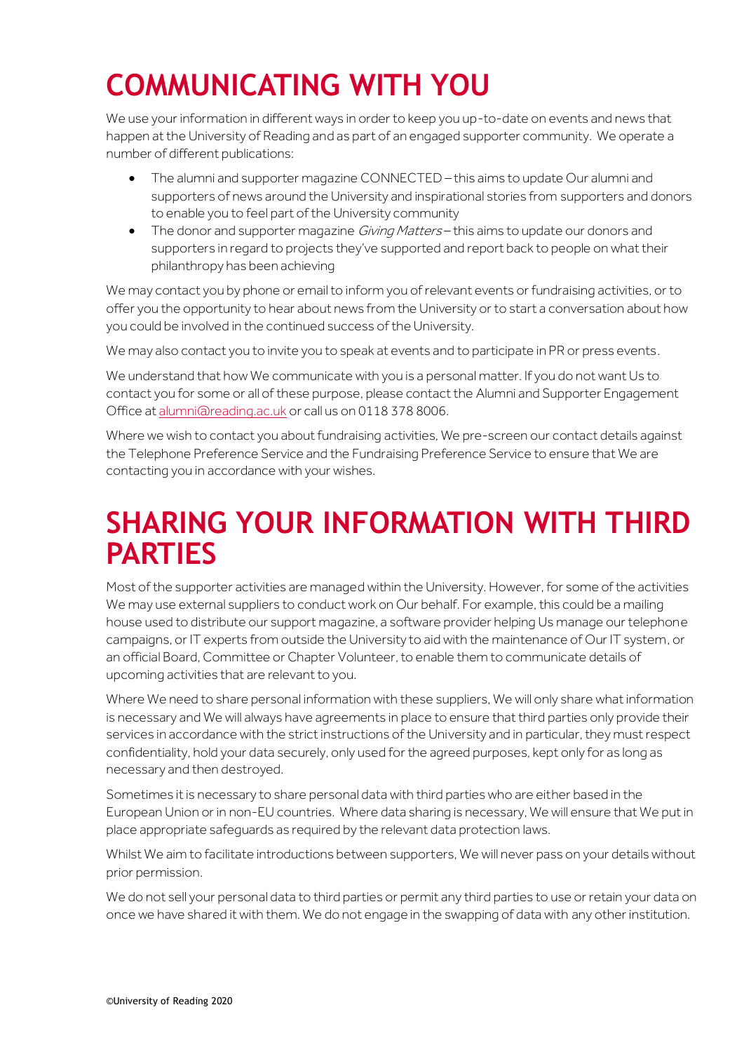# COMMUNICATING WITH YOU

We use your information in different ways in order to keep you up-to-date on events and news that happen at the University of Reading and as part of an engaged supporter community. We operate a number of different publications:

- The alumni and supporter magazine CONNECTED – this aims to update Our alumni and supporters of news around the University and inspirational stories from supporters and donors to enable you to feel part of the University community
- The donor and supporter magazine *Giving Matters* – this aims to update our donors and supporters in regard to projects they've supported and report back to people on what their philanthropy has been achieving

We may contact you by phone or email to inform you of relevant events or fundraising activities, or to offer you the opportunity to hear about news from the University or to start a conversation about how you could be involved in the continued success of the University.

We may also contact you to invite you to speak at events and to participate in PR or press events.

We understand that how We communicate with you is a personal matter. If you do not want Us to contact you for some or all of these purpose, please contact the Alumni and Supporter Engagement Office at alumni@reading.ac.uk or call us on 0118 378 8006.

Where we wish to contact you about fundraising activities, We pre-screen our contact details against the Telephone Preference Service and the Fundraising Preference Service to ensure that We are contacting you in accordance with your wishes.

# SHARING YOUR INFORMATION WITH THIRD PARTIES

Most of the supporter activities are managed within the University. However, for some of the activities We may use external suppliers to conduct work on Our behalf. For example, this could be a mailing house used to distribute our support magazine, a software provider helping Us manage our telephone campaigns, or IT experts from outside the University to aid with the maintenance of Our IT system, or an official Board, Committee or Chapter Volunteer, to enable them to communicate details of upcoming activities that are relevant to you.

Where We need to share personal information with these suppliers, We will only share what information is necessary and We will always have agreements in place to ensure that third parties only provide their services in accordance with the strict instructions of the University and in particular, they must respect confidentiality, hold your data securely, only used for the agreed purposes, kept only for as long as necessary and then destroyed.

Sometimes it is necessary to share personal data with third parties who are either based in the European Union or in non-EU countries. Where data sharing is necessary, We will ensure that We put in place appropriate safeguards as required by the relevant data protection laws.

Whilst We aim to facilitate introductions between supporters, We will never pass on your details without prior permission.

We do not sell your personal data to third parties or permit any third parties to use or retain your data on once we have shared it with them. We do not engage in the swapping of data with any other institution.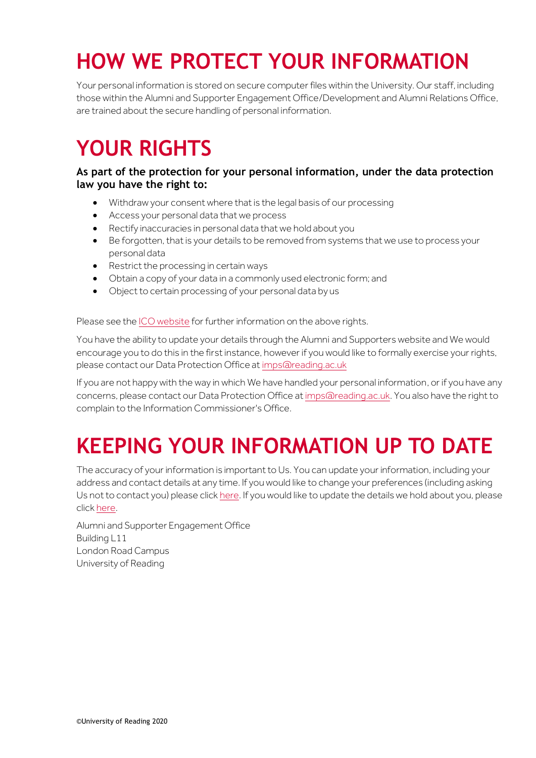# HOW WE PROTECT YOUR INFORMATION

Your personal information is stored on secure computer files within the University. Our staff, including those within the Alumni and Supporter Engagement Office/Development and Alumni Relations Office, are trained about the secure handling of personal information.

# YOUR RIGHTS

**As part of the protection for your personal information, under the data protection law you have the right to:**

- Withdraw your consent where that is the legal basis of our processing
- Access your personal data that we process
- Rectify inaccuracies in personal data that we hold about you
- Be forgotten, that is your details to be removed from systems that we use to process your personal data
- Restrict the processing in certain ways
- Obtain a copy of your data in a commonly used electronic form; and
- Object to certain processing of your personal data by us

Please see the ICO website for further information on the above rights.

You have the ability to update your details through the Alumni and Supporters website and We would encourage you to do this in the first instance, however if you would like to formally exercise your rights, please contact our Data Protection Office at imps@reading.ac.uk

If you are not happy with the way in which We have handled your personal information, or if you have any concerns, please contact our Data Protection Office at imps@reading.ac.uk. You also have the right to complain to the Information Commissioner's Office.

# KEEPING YOUR INFORMATION UP TO DATE

The accuracy of your information is important to Us. You can update your information, including your address and contact details at any time. If you would like to change your preferences (including asking Us not to contact you) please click here. If you would like to update the details we hold about you, please click here.

Alumni and Supporter Engagement Office
Building L11
London Road Campus
University of Reading

©University of Reading 2020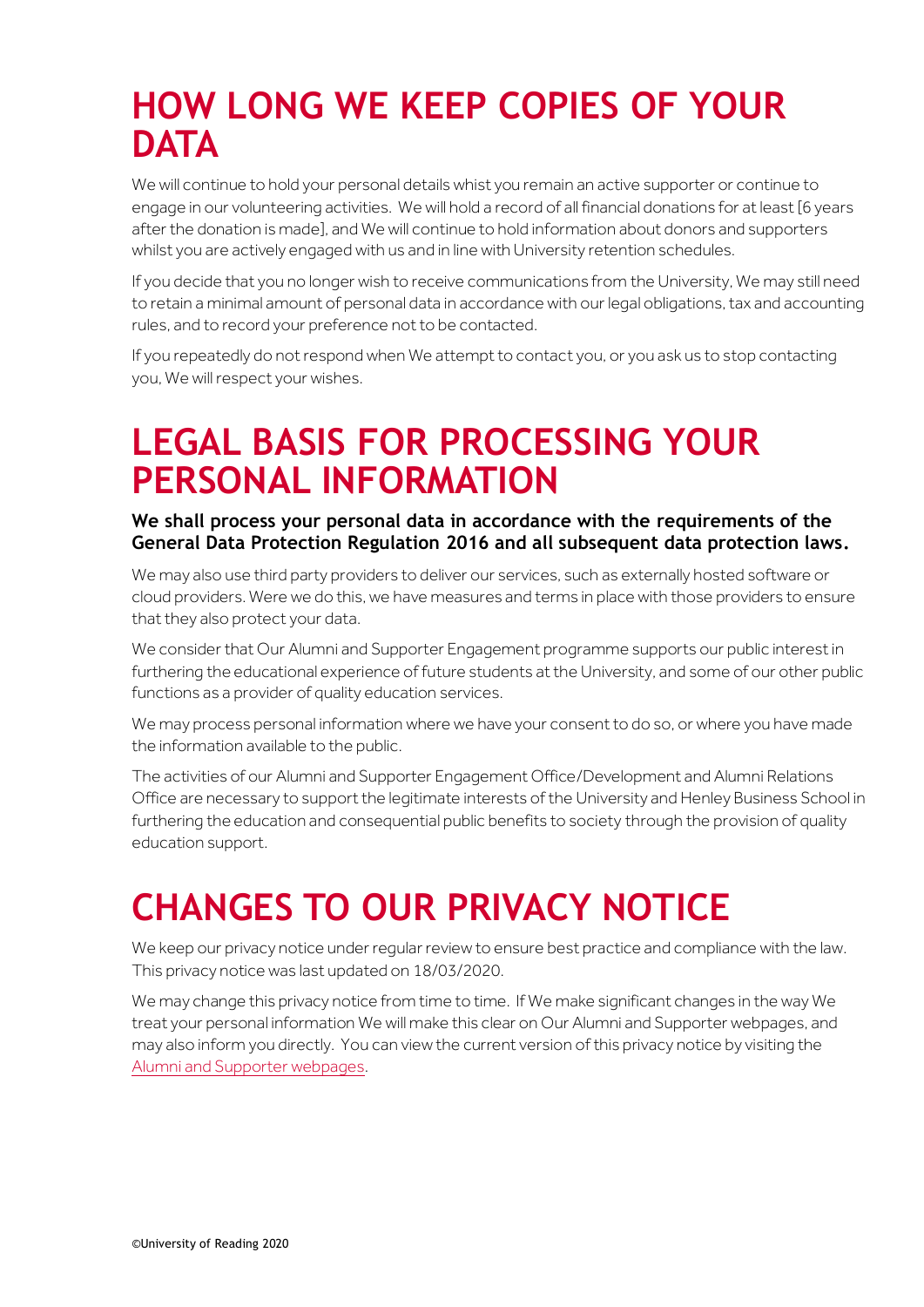# HOW LONG WE KEEP COPIES OF YOUR DATA

We will continue to hold your personal details whist you remain an active supporter or continue to engage in our volunteering activities. We will hold a record of all financial donations for at least [6 years after the donation is made], and We will continue to hold information about donors and supporters whilst you are actively engaged with us and in line with University retention schedules.

If you decide that you no longer wish to receive communications from the University, We may still need to retain a minimal amount of personal data in accordance with our legal obligations, tax and accounting rules, and to record your preference not to be contacted.

If you repeatedly do not respond when We attempt to contact you, or you ask us to stop contacting you, We will respect your wishes.

# LEGAL BASIS FOR PROCESSING YOUR PERSONAL INFORMATION

**We shall process your personal data in accordance with the requirements of the General Data Protection Regulation 2016 and all subsequent data protection laws.**

We may also use third party providers to deliver our services, such as externally hosted software or cloud providers. Were we do this, we have measures and terms in place with those providers to ensure that they also protect your data.

We consider that Our Alumni and Supporter Engagement programme supports our public interest in furthering the educational experience of future students at the University, and some of our other public functions as a provider of quality education services.

We may process personal information where we have your consent to do so, or where you have made the information available to the public.

The activities of our Alumni and Supporter Engagement Office/Development and Alumni Relations Office are necessary to support the legitimate interests of the University and Henley Business School in furthering the education and consequential public benefits to society through the provision of quality education support.

# CHANGES TO OUR PRIVACY NOTICE

We keep our privacy notice under regular review to ensure best practice and compliance with the law. This privacy notice was last updated on 18/03/2020.

We may change this privacy notice from time to time. If We make significant changes in the way We treat your personal information We will make this clear on Our Alumni and Supporter webpages, and may also inform you directly. You can view the current version of this privacy notice by visiting the Alumni and Supporter webpages.

©University of Reading 2020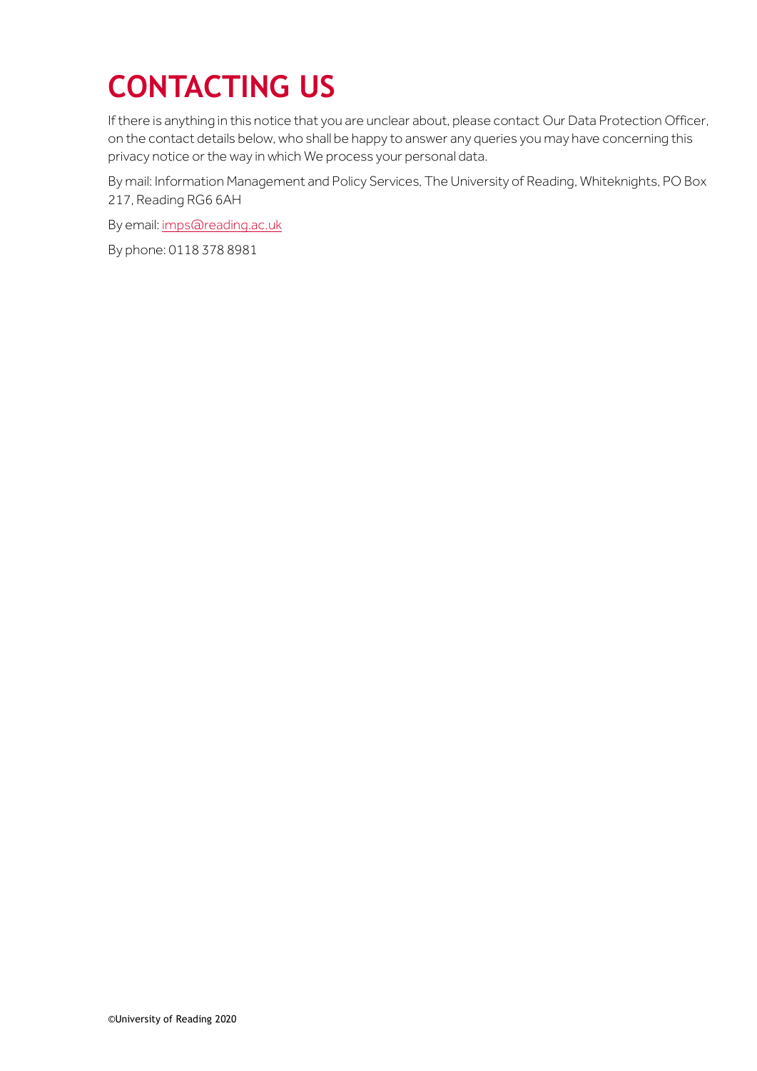# CONTACTING US

If there is anything in this notice that you are unclear about, please contact Our Data Protection Officer, on the contact details below, who shall be happy to answer any queries you may have concerning this privacy notice or the way in which We process your personal data.

By mail: Information Management and Policy Services, The University of Reading, Whiteknights, PO Box 217, Reading RG6 6AH

By email: imps@reading.ac.uk

By phone: 0118 378 8981

©University of Reading 2020